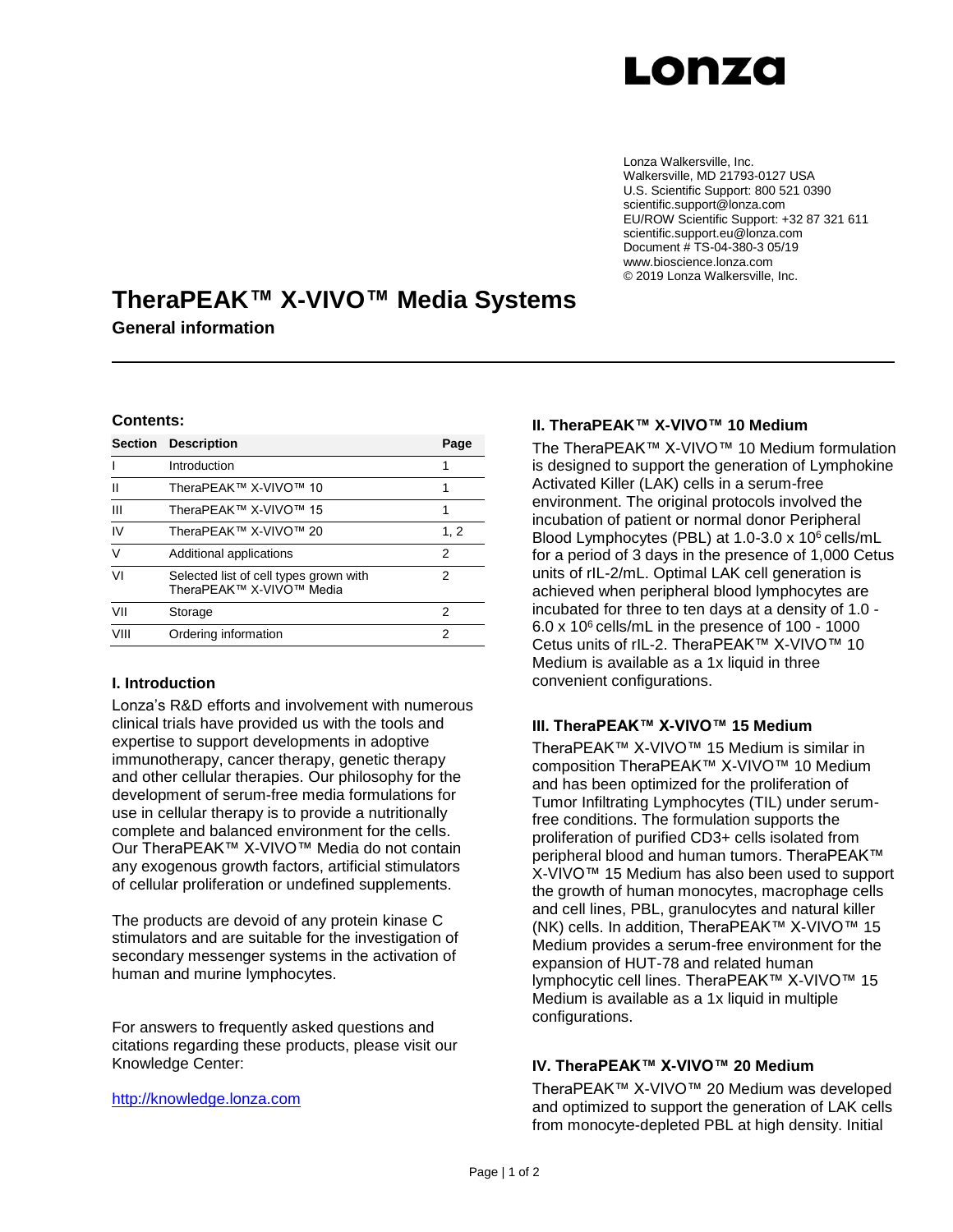# Lonza

Lonza Walkersville, Inc.
Walkersville, MD 21793-0127 USA
U.S. Scientific Support: 800 521 0390
scientific.support@lonza.com
EU/ROW Scientific Support: +32 87 321 611
scientific.support.eu@lonza.com
Document # TS-04-380-3 05/19
www.bioscience.lonza.com
© 2019 Lonza Walkersville, Inc.

# TheraPEAK™ X-VIVO™ Media Systems

**General information**

---

### Contents:

| Section | Description | Page |
|---|---|---|
| I | Introduction | 1 |
| II | TheraPEAK™ X-VIVO™ 10 | 1 |
| III | TheraPEAK™ X-VIVO™ 15 | 1 |
| IV | TheraPEAK™ X-VIVO™ 20 | 1, 2 |
| V | Additional applications | 2 |
| VI | Selected list of cell types grown with TheraPEAK™ X-VIVO™ Media | 2 |
| VII | Storage | 2 |
| VIII | Ordering information | 2 |

## I. Introduction

Lonza's R&D efforts and involvement with numerous clinical trials have provided us with the tools and expertise to support developments in adoptive immunotherapy, cancer therapy, genetic therapy and other cellular therapies. Our philosophy for the development of serum-free media formulations for use in cellular therapy is to provide a nutritionally complete and balanced environment for the cells. Our TheraPEAK™ X-VIVO™ Media do not contain any exogenous growth factors, artificial stimulators of cellular proliferation or undefined supplements.

The products are devoid of any protein kinase C stimulators and are suitable for the investigation of secondary messenger systems in the activation of human and murine lymphocytes.

For answers to frequently asked questions and citations regarding these products, please visit our Knowledge Center:

http://knowledge.lonza.com

## II. TheraPEAK™ X-VIVO™ 10 Medium

The TheraPEAK™ X-VIVO™ 10 Medium formulation is designed to support the generation of Lymphokine Activated Killer (LAK) cells in a serum-free environment. The original protocols involved the incubation of patient or normal donor Peripheral Blood Lymphocytes (PBL) at 1.0-3.0 x $10^6$ cells/mL for a period of 3 days in the presence of 1,000 Cetus units of rIL-2/mL. Optimal LAK cell generation is achieved when peripheral blood lymphocytes are incubated for three to ten days at a density of 1.0 - 6.0 x $10^6$ cells/mL in the presence of 100 - 1000 Cetus units of rIL-2. TheraPEAK™ X-VIVO™ 10 Medium is available as a 1x liquid in three convenient configurations.

## III. TheraPEAK™ X-VIVO™ 15 Medium

TheraPEAK™ X-VIVO™ 15 Medium is similar in composition TheraPEAK™ X-VIVO™ 10 Medium and has been optimized for the proliferation of Tumor Infiltrating Lymphocytes (TIL) under serum-free conditions. The formulation supports the proliferation of purified CD3+ cells isolated from peripheral blood and human tumors. TheraPEAK™ X-VIVO™ 15 Medium has also been used to support the growth of human monocytes, macrophage cells and cell lines, PBL, granulocytes and natural killer (NK) cells. In addition, TheraPEAK™ X-VIVO™ 15 Medium provides a serum-free environment for the expansion of HUT-78 and related human lymphocytic cell lines. TheraPEAK™ X-VIVO™ 15 Medium is available as a 1x liquid in multiple configurations.

## IV. TheraPEAK™ X-VIVO™ 20 Medium

TheraPEAK™ X-VIVO™ 20 Medium was developed and optimized to support the generation of LAK cells from monocyte-depleted PBL at high density. Initial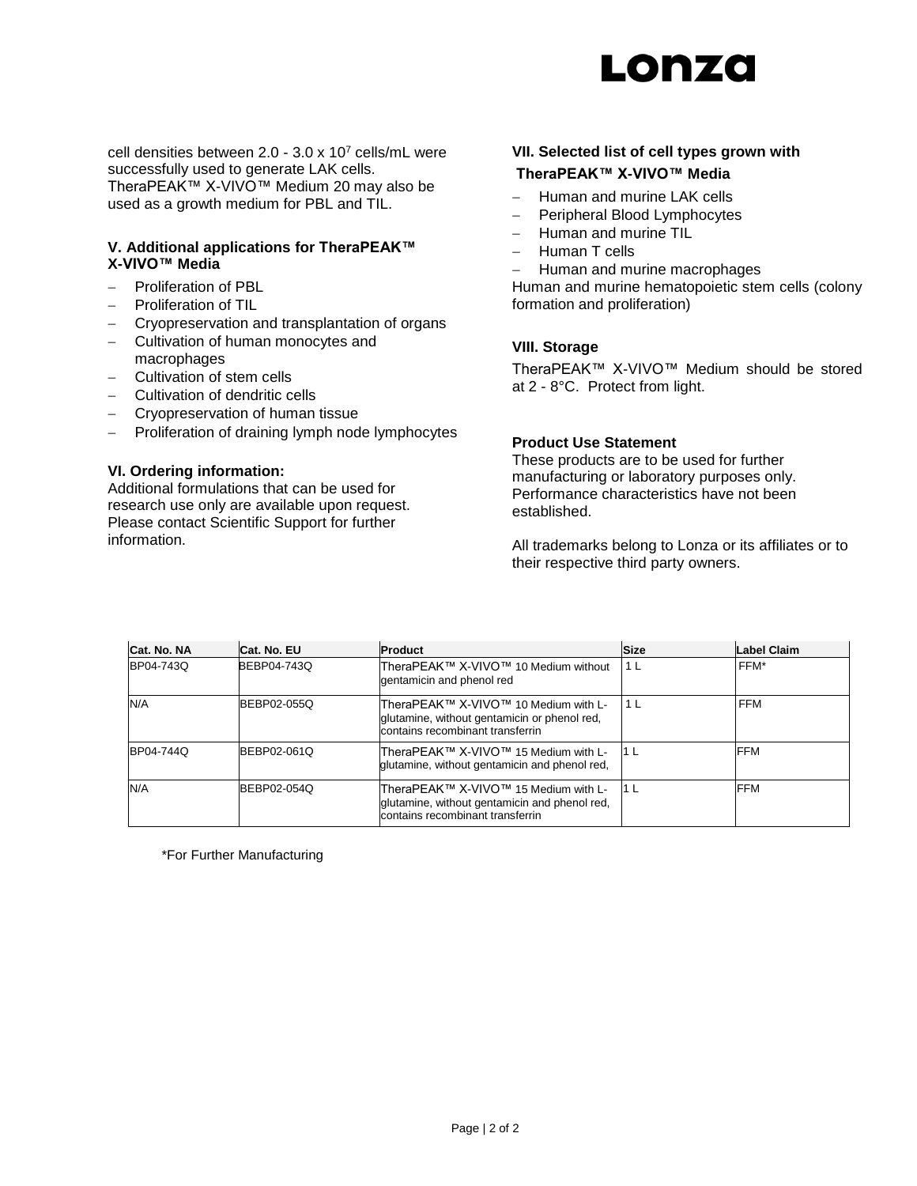cell densities between 2.0 - 3.0 x $10^7$ cells/mL were successfully used to generate LAK cells. TheraPEAK™ X-VIVO™ Medium 20 may also be used as a growth medium for PBL and TIL.

### V. Additional applications for TheraPEAK™ X-VIVO™ Media

- Proliferation of PBL
- Proliferation of TIL
- Cryopreservation and transplantation of organs
- Cultivation of human monocytes and macrophages
- Cultivation of stem cells
- Cultivation of dendritic cells
- Cryopreservation of human tissue
- Proliferation of draining lymph node lymphocytes

### VI. Ordering information:

Additional formulations that can be used for research use only are available upon request. Please contact Scientific Support for further information.

### VII. Selected list of cell types grown with TheraPEAK™ X-VIVO™ Media

- Human and murine LAK cells
- Peripheral Blood Lymphocytes
- Human and murine TIL
- Human T cells
- Human and murine macrophages

Human and murine hematopoietic stem cells (colony formation and proliferation)

### VIII. Storage

TheraPEAK™ X-VIVO™ Medium should be stored at 2 - 8°C. Protect from light.

### Product Use Statement

These products are to be used for further manufacturing or laboratory purposes only. Performance characteristics have not been established.

All trademarks belong to Lonza or its affiliates or to their respective third party owners.

| Cat. No. NA | Cat. No. EU | Product | Size | Label Claim |
|---|---|---|---|---|
| BP04-743Q | BEBP04-743Q | TheraPEAK™ X-VIVO™ 10 Medium without gentamicin and phenol red | 1 L | FFM* |
| N/A | BEBP02-055Q | TheraPEAK™ X-VIVO™ 10 Medium with L-glutamine, without gentamicin or phenol red, contains recombinant transferrin | 1 L | FFM |
| BP04-744Q | BEBP02-061Q | TheraPEAK™ X-VIVO™ 15 Medium with L-glutamine, without gentamicin and phenol red, | 1 L | FFM |
| N/A | BEBP02-054Q | TheraPEAK™ X-VIVO™ 15 Medium with L-glutamine, without gentamicin and phenol red, contains recombinant transferrin | 1 L | FFM |

*For Further Manufacturing